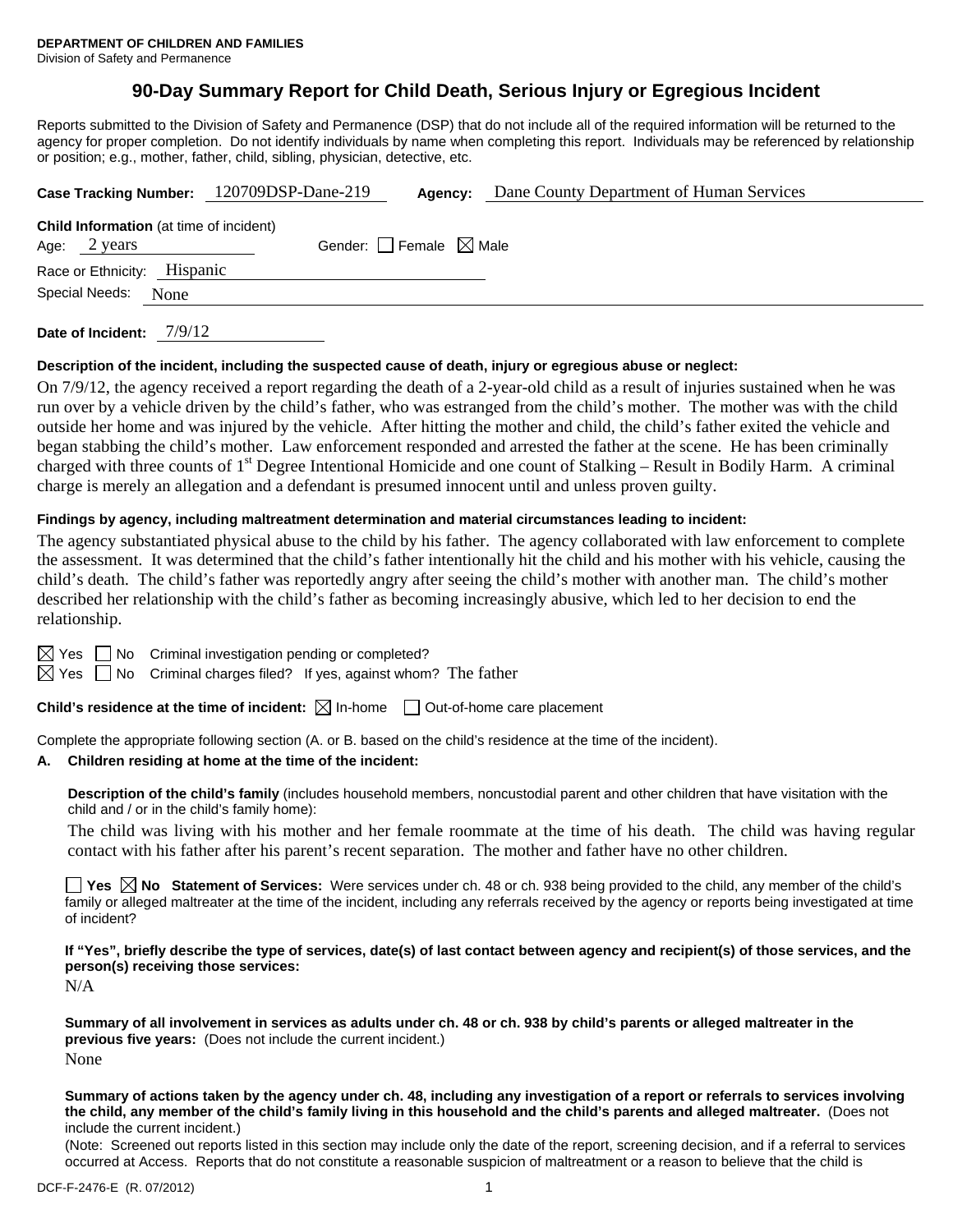**DEPARTMENT OF CHILDREN AND FAMILIES**
Division of Safety and Permanence

# 90-Day Summary Report for Child Death, Serious Injury or Egregious Incident

Reports submitted to the Division of Safety and Permanence (DSP) that do not include all of the required information will be returned to the agency for proper completion. Do not identify individuals by name when completing this report. Individuals may be referenced by relationship or position; e.g., mother, father, child, sibling, physician, detective, etc.

**Case Tracking Number:** 120709DSP-Dane-219 **Agency:** Dane County Department of Human Services

**Child Information** (at time of incident)
Age: 2 years Gender: ☐ Female ☒ Male
Race or Ethnicity: Hispanic
Special Needs: None

**Date of Incident:** 7/9/12

**Description of the incident, including the suspected cause of death, injury or egregious abuse or neglect:**

On 7/9/12, the agency received a report regarding the death of a 2-year-old child as a result of injuries sustained when he was run over by a vehicle driven by the child's father, who was estranged from the child's mother. The mother was with the child outside her home and was injured by the vehicle. After hitting the mother and child, the child's father exited the vehicle and began stabbing the child's mother. Law enforcement responded and arrested the father at the scene. He has been criminally charged with three counts of 1st Degree Intentional Homicide and one count of Stalking – Result in Bodily Harm. A criminal charge is merely an allegation and a defendant is presumed innocent until and unless proven guilty.

**Findings by agency, including maltreatment determination and material circumstances leading to incident:**

The agency substantiated physical abuse to the child by his father. The agency collaborated with law enforcement to complete the assessment. It was determined that the child's father intentionally hit the child and his mother with his vehicle, causing the child's death. The child's father was reportedly angry after seeing the child's mother with another man. The child's mother described her relationship with the child's father as becoming increasingly abusive, which led to her decision to end the relationship.

☒ Yes ☐ No Criminal investigation pending or completed?
☒ Yes ☐ No Criminal charges filed? If yes, against whom? The father

**Child's residence at the time of incident:** ☒ In-home ☐ Out-of-home care placement

Complete the appropriate following section (A. or B. based on the child's residence at the time of the incident).

**A. Children residing at home at the time of the incident:**

**Description of the child's family** (includes household members, noncustodial parent and other children that have visitation with the child and / or in the child's family home):

The child was living with his mother and her female roommate at the time of his death. The child was having regular contact with his father after his parent's recent separation. The mother and father have no other children.

☐ **Yes** ☒ **No Statement of Services:** Were services under ch. 48 or ch. 938 being provided to the child, any member of the child's family or alleged maltreater at the time of the incident, including any referrals received by the agency or reports being investigated at time of incident?

**If "Yes", briefly describe the type of services, date(s) of last contact between agency and recipient(s) of those services, and the person(s) receiving those services:**

N/A

**Summary of all involvement in services as adults under ch. 48 or ch. 938 by child's parents or alleged maltreater in the previous five years:** (Does not include the current incident.)

None

**Summary of actions taken by the agency under ch. 48, including any investigation of a report or referrals to services involving the child, any member of the child's family living in this household and the child's parents and alleged maltreater.** (Does not include the current incident.)

(Note: Screened out reports listed in this section may include only the date of the report, screening decision, and if a referral to services occurred at Access. Reports that do not constitute a reasonable suspicion of maltreatment or a reason to believe that the child is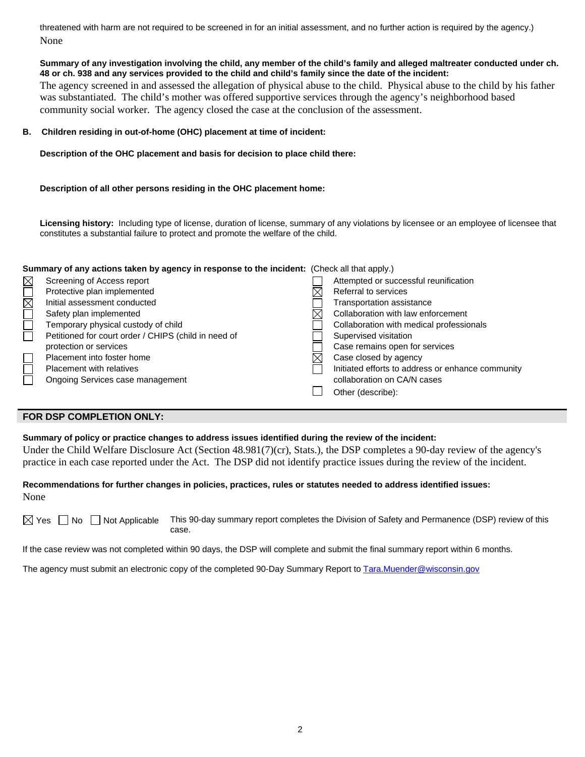threatened with harm are not required to be screened in for an initial assessment, and no further action is required by the agency.)

None

**Summary of any investigation involving the child, any member of the child's family and alleged maltreater conducted under ch. 48 or ch. 938 and any services provided to the child and child's family since the date of the incident:**

The agency screened in and assessed the allegation of physical abuse to the child. Physical abuse to the child by his father was substantiated. The child's mother was offered supportive services through the agency's neighborhood based community social worker. The agency closed the case at the conclusion of the assessment.

**B. Children residing in out-of-home (OHC) placement at time of incident:**

**Description of the OHC placement and basis for decision to place child there:**

**Description of all other persons residing in the OHC placement home:**

**Licensing history:** Including type of license, duration of license, summary of any violations by licensee or an employee of licensee that constitutes a substantial failure to protect and promote the welfare of the child.

**Summary of any actions taken by agency in response to the incident:** (Check all that apply.)

- ☒ Screening of Access report
- ☐ Protective plan implemented
- ☒ Initial assessment conducted
- ☐ Safety plan implemented
- ☐ Temporary physical custody of child
- ☐ Petitioned for court order / CHIPS (child in need of protection or services
- ☐ Placement into foster home
- ☐ Placement with relatives
- ☐ Ongoing Services case management
- ☐ Attempted or successful reunification
- ☒ Referral to services
- ☐ Transportation assistance
- ☒ Collaboration with law enforcement
- ☐ Collaboration with medical professionals
- ☐ Supervised visitation
- ☐ Case remains open for services
- ☒ Case closed by agency
- ☐ Initiated efforts to address or enhance community collaboration on CA/N cases
- ☐ Other (describe):

## FOR DSP COMPLETION ONLY:

**Summary of policy or practice changes to address issues identified during the review of the incident:**

Under the Child Welfare Disclosure Act (Section 48.981(7)(cr), Stats.), the DSP completes a 90-day review of the agency's practice in each case reported under the Act. The DSP did not identify practice issues during the review of the incident.

**Recommendations for further changes in policies, practices, rules or statutes needed to address identified issues:**

None

☒ Yes ☐ No ☐ Not Applicable This 90-day summary report completes the Division of Safety and Permanence (DSP) review of this case.

If the case review was not completed within 90 days, the DSP will complete and submit the final summary report within 6 months.

The agency must submit an electronic copy of the completed 90-Day Summary Report to Tara.Muender@wisconsin.gov